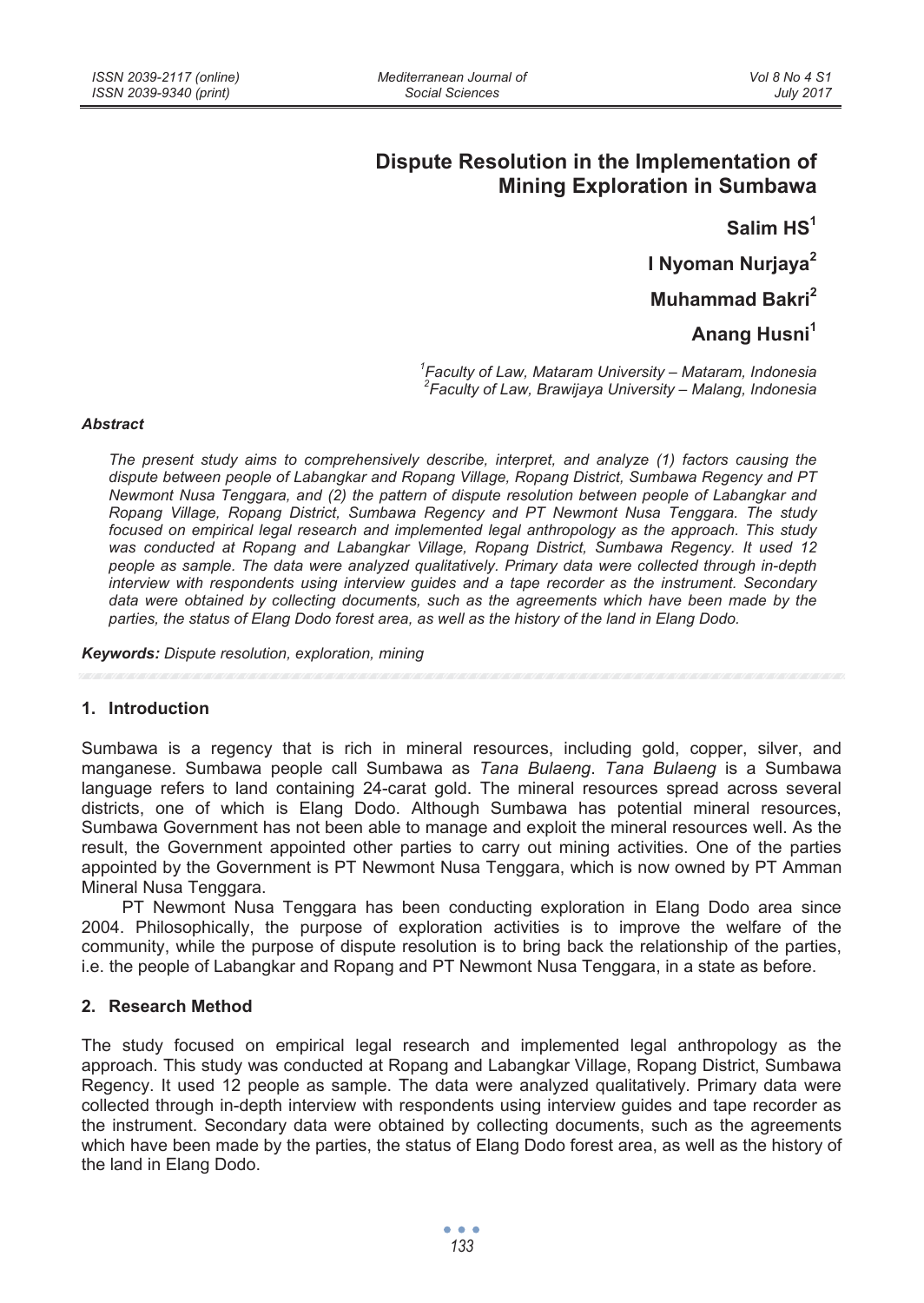# Dispute Resolution in the Implementation of Mining Exploration in Sumbawa

**Salim HS[1]**

**I Nyoman Nurjaya[2]**

**Muhammad Bakri[2]**

**Anang Husni[1]**

*[1]Faculty of Law, Mataram University – Mataram, Indonesia*
*[2]Faculty of Law, Brawijaya University – Malang, Indonesia*

### *Abstract*

*The present study aims to comprehensively describe, interpret, and analyze (1) factors causing the dispute between people of Labangkar and Ropang Village, Ropang District, Sumbawa Regency and PT Newmont Nusa Tenggara, and (2) the pattern of dispute resolution between people of Labangkar and Ropang Village, Ropang District, Sumbawa Regency and PT Newmont Nusa Tenggara. The study focused on empirical legal research and implemented legal anthropology as the approach. This study was conducted at Ropang and Labangkar Village, Ropang District, Sumbawa Regency. It used 12 people as sample. The data were analyzed qualitatively. Primary data were collected through in-depth interview with respondents using interview guides and a tape recorder as the instrument. Secondary data were obtained by collecting documents, such as the agreements which have been made by the parties, the status of Elang Dodo forest area, as well as the history of the land in Elang Dodo.*

***Keywords:*** *Dispute resolution, exploration, mining*

## 1. Introduction

Sumbawa is a regency that is rich in mineral resources, including gold, copper, silver, and manganese. Sumbawa people call Sumbawa as *Tana Bulaeng*. *Tana Bulaeng* is a Sumbawa language refers to land containing 24-carat gold. The mineral resources spread across several districts, one of which is Elang Dodo. Although Sumbawa has potential mineral resources, Sumbawa Government has not been able to manage and exploit the mineral resources well. As the result, the Government appointed other parties to carry out mining activities. One of the parties appointed by the Government is PT Newmont Nusa Tenggara, which is now owned by PT Amman Mineral Nusa Tenggara.

PT Newmont Nusa Tenggara has been conducting exploration in Elang Dodo area since 2004. Philosophically, the purpose of exploration activities is to improve the welfare of the community, while the purpose of dispute resolution is to bring back the relationship of the parties, i.e. the people of Labangkar and Ropang and PT Newmont Nusa Tenggara, in a state as before.

## 2. Research Method

The study focused on empirical legal research and implemented legal anthropology as the approach. This study was conducted at Ropang and Labangkar Village, Ropang District, Sumbawa Regency. It used 12 people as sample. The data were analyzed qualitatively. Primary data were collected through in-depth interview with respondents using interview guides and tape recorder as the instrument. Secondary data were obtained by collecting documents, such as the agreements which have been made by the parties, the status of Elang Dodo forest area, as well as the history of the land in Elang Dodo.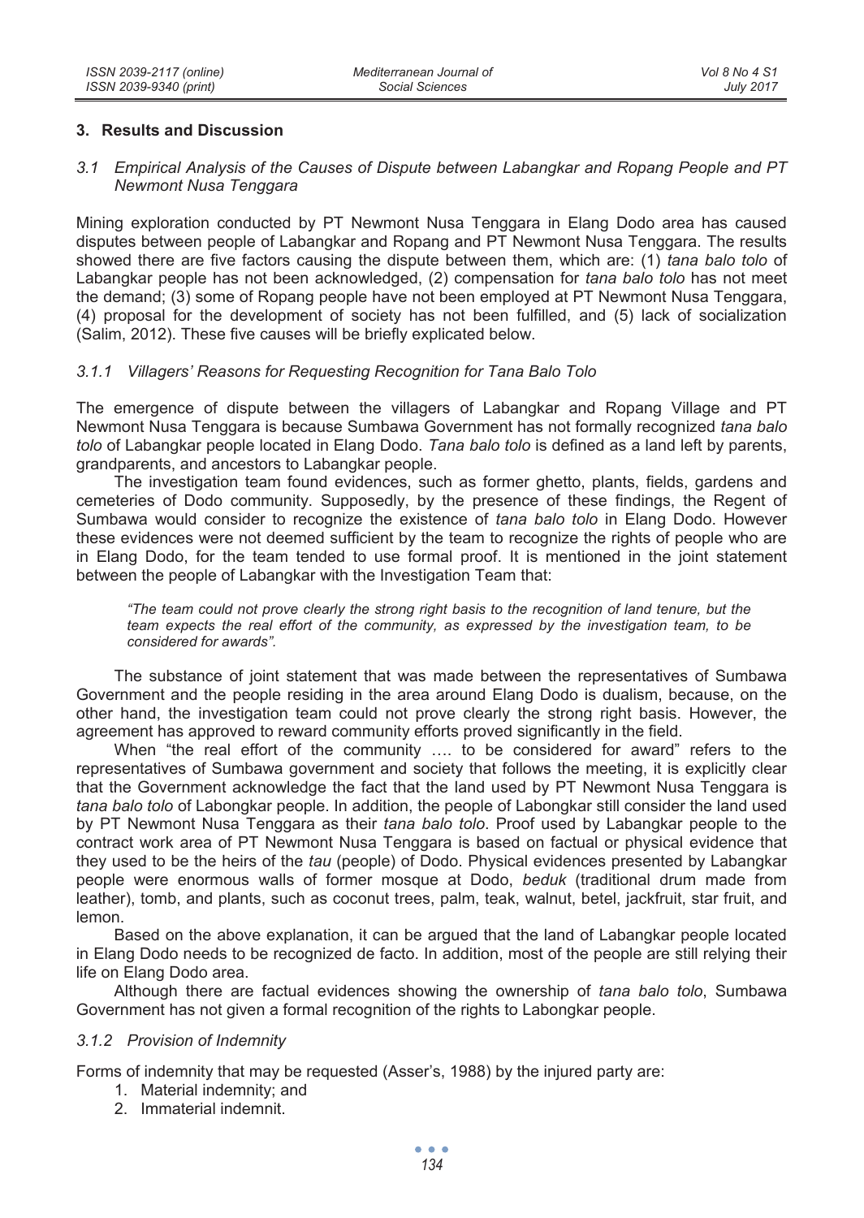## 3. Results and Discussion

### *3.1 Empirical Analysis of the Causes of Dispute between Labangkar and Ropang People and PT Newmont Nusa Tenggara*

Mining exploration conducted by PT Newmont Nusa Tenggara in Elang Dodo area has caused disputes between people of Labangkar and Ropang and PT Newmont Nusa Tenggara. The results showed there are five factors causing the dispute between them, which are: (1) *tana balo tolo* of Labangkar people has not been acknowledged, (2) compensation for *tana balo tolo* has not meet the demand; (3) some of Ropang people have not been employed at PT Newmont Nusa Tenggara, (4) proposal for the development of society has not been fulfilled, and (5) lack of socialization (Salim, 2012). These five causes will be briefly explicated below.

#### *3.1.1 Villagers' Reasons for Requesting Recognition for Tana Balo Tolo*

The emergence of dispute between the villagers of Labangkar and Ropang Village and PT Newmont Nusa Tenggara is because Sumbawa Government has not formally recognized *tana balo tolo* of Labangkar people located in Elang Dodo. *Tana balo tolo* is defined as a land left by parents, grandparents, and ancestors to Labangkar people.

The investigation team found evidences, such as former ghetto, plants, fields, gardens and cemeteries of Dodo community. Supposedly, by the presence of these findings, the Regent of Sumbawa would consider to recognize the existence of *tana balo tolo* in Elang Dodo. However these evidences were not deemed sufficient by the team to recognize the rights of people who are in Elang Dodo, for the team tended to use formal proof. It is mentioned in the joint statement between the people of Labangkar with the Investigation Team that:

> *"The team could not prove clearly the strong right basis to the recognition of land tenure, but the team expects the real effort of the community, as expressed by the investigation team, to be considered for awards".*

The substance of joint statement that was made between the representatives of Sumbawa Government and the people residing in the area around Elang Dodo is dualism, because, on the other hand, the investigation team could not prove clearly the strong right basis. However, the agreement has approved to reward community efforts proved significantly in the field.

When "the real effort of the community …. to be considered for award" refers to the representatives of Sumbawa government and society that follows the meeting, it is explicitly clear that the Government acknowledge the fact that the land used by PT Newmont Nusa Tenggara is *tana balo tolo* of Labongkar people. In addition, the people of Labongkar still consider the land used by PT Newmont Nusa Tenggara as their *tana balo tolo*. Proof used by Labangkar people to the contract work area of PT Newmont Nusa Tenggara is based on factual or physical evidence that they used to be the heirs of the *tau* (people) of Dodo. Physical evidences presented by Labangkar people were enormous walls of former mosque at Dodo, *beduk* (traditional drum made from leather), tomb, and plants, such as coconut trees, palm, teak, walnut, betel, jackfruit, star fruit, and lemon.

Based on the above explanation, it can be argued that the land of Labangkar people located in Elang Dodo needs to be recognized de facto. In addition, most of the people are still relying their life on Elang Dodo area.

Although there are factual evidences showing the ownership of *tana balo tolo*, Sumbawa Government has not given a formal recognition of the rights to Labongkar people.

#### *3.1.2 Provision of Indemnity*

Forms of indemnity that may be requested (Asser's, 1988) by the injured party are:

1. Material indemnity; and
2. Immaterial indemnit.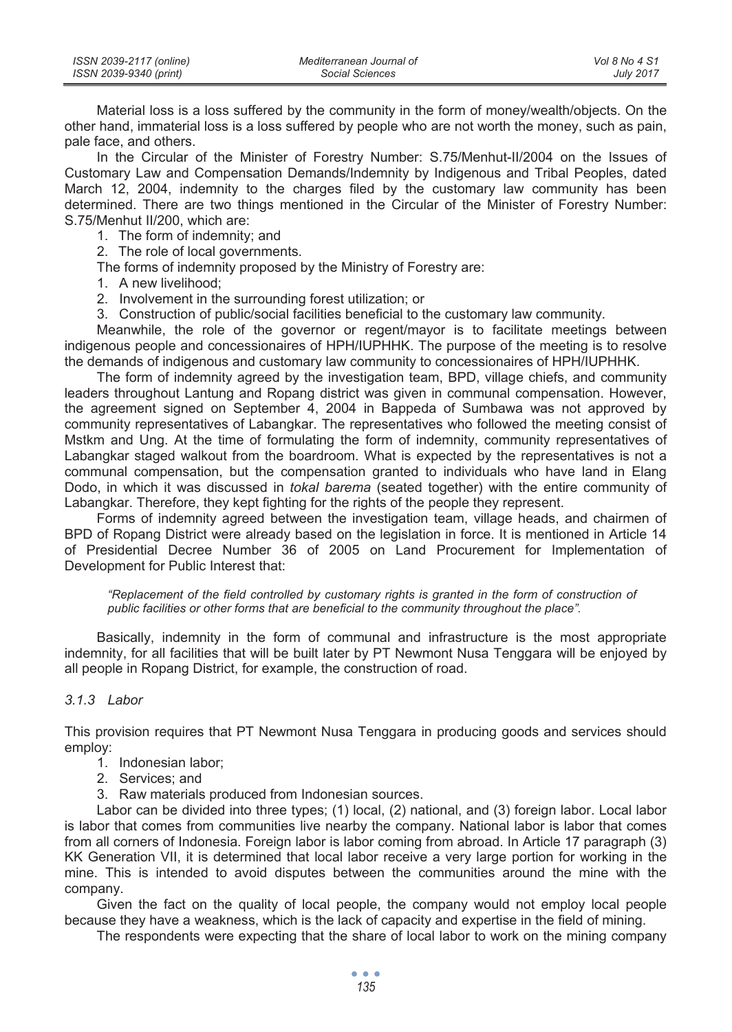Material loss is a loss suffered by the community in the form of money/wealth/objects. On the other hand, immaterial loss is a loss suffered by people who are not worth the money, such as pain, pale face, and others.

In the Circular of the Minister of Forestry Number: S.75/Menhut-II/2004 on the Issues of Customary Law and Compensation Demands/Indemnity by Indigenous and Tribal Peoples, dated March 12, 2004, indemnity to the charges filed by the customary law community has been determined. There are two things mentioned in the Circular of the Minister of Forestry Number: S.75/Menhut II/200, which are:

1. The form of indemnity; and
2. The role of local governments.

The forms of indemnity proposed by the Ministry of Forestry are:

1. A new livelihood;
2. Involvement in the surrounding forest utilization; or
3. Construction of public/social facilities beneficial to the customary law community.

Meanwhile, the role of the governor or regent/mayor is to facilitate meetings between indigenous people and concessionaires of HPH/IUPHHK. The purpose of the meeting is to resolve the demands of indigenous and customary law community to concessionaires of HPH/IUPHHK.

The form of indemnity agreed by the investigation team, BPD, village chiefs, and community leaders throughout Lantung and Ropang district was given in communal compensation. However, the agreement signed on September 4, 2004 in Bappeda of Sumbawa was not approved by community representatives of Labangkar. The representatives who followed the meeting consist of Mstkm and Ung. At the time of formulating the form of indemnity, community representatives of Labangkar staged walkout from the boardroom. What is expected by the representatives is not a communal compensation, but the compensation granted to individuals who have land in Elang Dodo, in which it was discussed in *tokal barema* (seated together) with the entire community of Labangkar. Therefore, they kept fighting for the rights of the people they represent.

Forms of indemnity agreed between the investigation team, village heads, and chairmen of BPD of Ropang District were already based on the legislation in force. It is mentioned in Article 14 of Presidential Decree Number 36 of 2005 on Land Procurement for Implementation of Development for Public Interest that:

> *"Replacement of the field controlled by customary rights is granted in the form of construction of public facilities or other forms that are beneficial to the community throughout the place".*

Basically, indemnity in the form of communal and infrastructure is the most appropriate indemnity, for all facilities that will be built later by PT Newmont Nusa Tenggara will be enjoyed by all people in Ropang District, for example, the construction of road.

### *3.1.3 Labor*

This provision requires that PT Newmont Nusa Tenggara in producing goods and services should employ:

1. Indonesian labor;
2. Services; and
3. Raw materials produced from Indonesian sources.

Labor can be divided into three types; (1) local, (2) national, and (3) foreign labor. Local labor is labor that comes from communities live nearby the company. National labor is labor that comes from all corners of Indonesia. Foreign labor is labor coming from abroad. In Article 17 paragraph (3) KK Generation VII, it is determined that local labor receive a very large portion for working in the mine. This is intended to avoid disputes between the communities around the mine with the company.

Given the fact on the quality of local people, the company would not employ local people because they have a weakness, which is the lack of capacity and expertise in the field of mining.

The respondents were expecting that the share of local labor to work on the mining company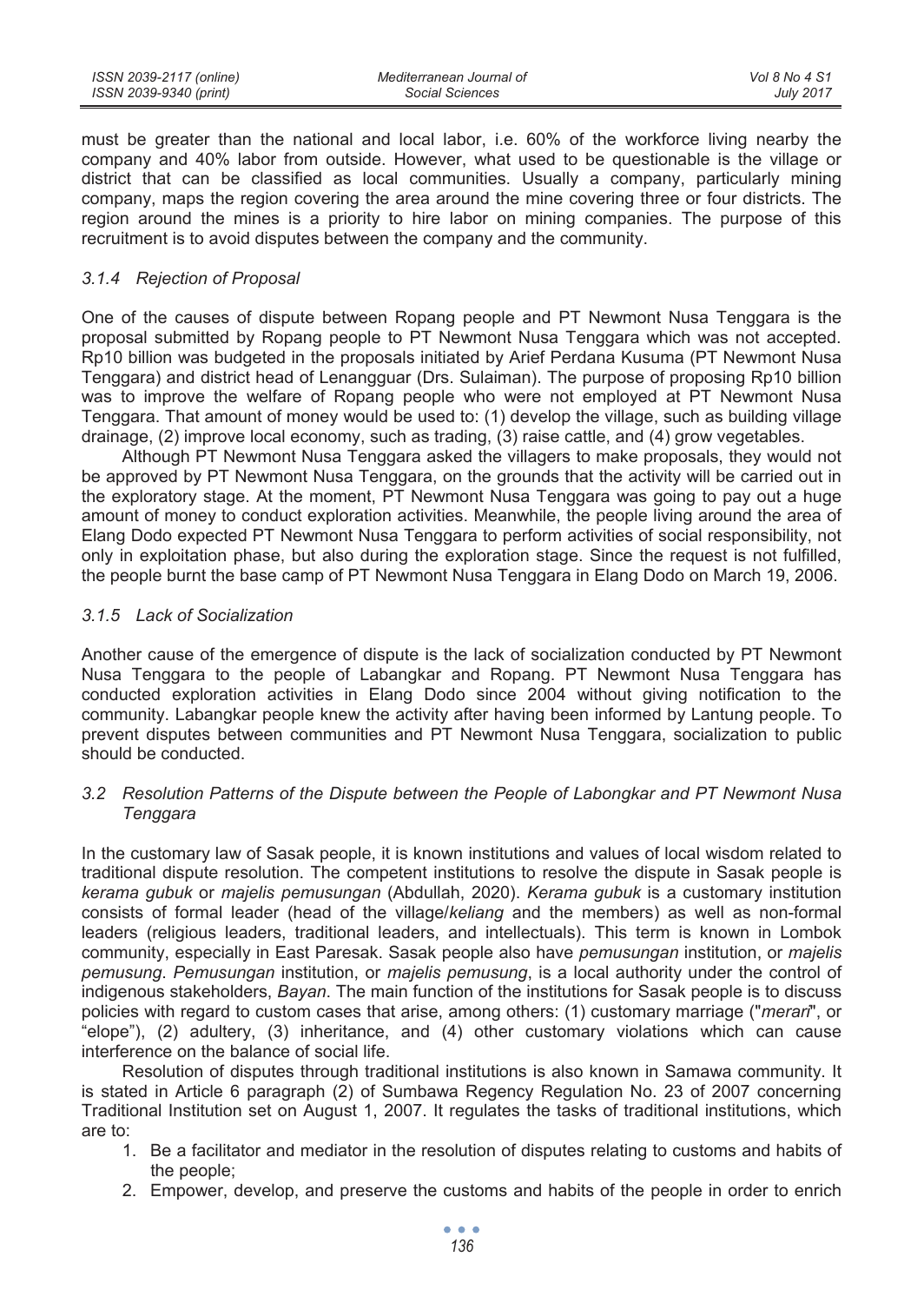must be greater than the national and local labor, i.e. 60% of the workforce living nearby the company and 40% labor from outside. However, what used to be questionable is the village or district that can be classified as local communities. Usually a company, particularly mining company, maps the region covering the area around the mine covering three or four districts. The region around the mines is a priority to hire labor on mining companies. The purpose of this recruitment is to avoid disputes between the company and the community.

#### *3.1.4 Rejection of Proposal*

One of the causes of dispute between Ropang people and PT Newmont Nusa Tenggara is the proposal submitted by Ropang people to PT Newmont Nusa Tenggara which was not accepted. Rp10 billion was budgeted in the proposals initiated by Arief Perdana Kusuma (PT Newmont Nusa Tenggara) and district head of Lenangguar (Drs. Sulaiman). The purpose of proposing Rp10 billion was to improve the welfare of Ropang people who were not employed at PT Newmont Nusa Tenggara. That amount of money would be used to: (1) develop the village, such as building village drainage, (2) improve local economy, such as trading, (3) raise cattle, and (4) grow vegetables.

Although PT Newmont Nusa Tenggara asked the villagers to make proposals, they would not be approved by PT Newmont Nusa Tenggara, on the grounds that the activity will be carried out in the exploratory stage. At the moment, PT Newmont Nusa Tenggara was going to pay out a huge amount of money to conduct exploration activities. Meanwhile, the people living around the area of Elang Dodo expected PT Newmont Nusa Tenggara to perform activities of social responsibility, not only in exploitation phase, but also during the exploration stage. Since the request is not fulfilled, the people burnt the base camp of PT Newmont Nusa Tenggara in Elang Dodo on March 19, 2006.

#### *3.1.5 Lack of Socialization*

Another cause of the emergence of dispute is the lack of socialization conducted by PT Newmont Nusa Tenggara to the people of Labangkar and Ropang. PT Newmont Nusa Tenggara has conducted exploration activities in Elang Dodo since 2004 without giving notification to the community. Labangkar people knew the activity after having been informed by Lantung people. To prevent disputes between communities and PT Newmont Nusa Tenggara, socialization to public should be conducted.

### *3.2 Resolution Patterns of the Dispute between the People of Labongkar and PT Newmont Nusa Tenggara*

In the customary law of Sasak people, it is known institutions and values of local wisdom related to traditional dispute resolution. The competent institutions to resolve the dispute in Sasak people is *kerama gubuk* or *majelis pemusungan* (Abdullah, 2020). *Kerama gubuk* is a customary institution consists of formal leader (head of the village/*keliang* and the members) as well as non-formal leaders (religious leaders, traditional leaders, and intellectuals). This term is known in Lombok community, especially in East Paresak. Sasak people also have *pemusungan* institution, or *majelis pemusung*. *Pemusungan* institution, or *majelis pemusung*, is a local authority under the control of indigenous stakeholders, *Bayan*. The main function of the institutions for Sasak people is to discuss policies with regard to custom cases that arise, among others: (1) customary marriage ("*merari*", or "elope"), (2) adultery, (3) inheritance, and (4) other customary violations which can cause interference on the balance of social life.

Resolution of disputes through traditional institutions is also known in Samawa community. It is stated in Article 6 paragraph (2) of Sumbawa Regency Regulation No. 23 of 2007 concerning Traditional Institution set on August 1, 2007. It regulates the tasks of traditional institutions, which are to:

1. Be a facilitator and mediator in the resolution of disputes relating to customs and habits of the people;
2. Empower, develop, and preserve the customs and habits of the people in order to enrich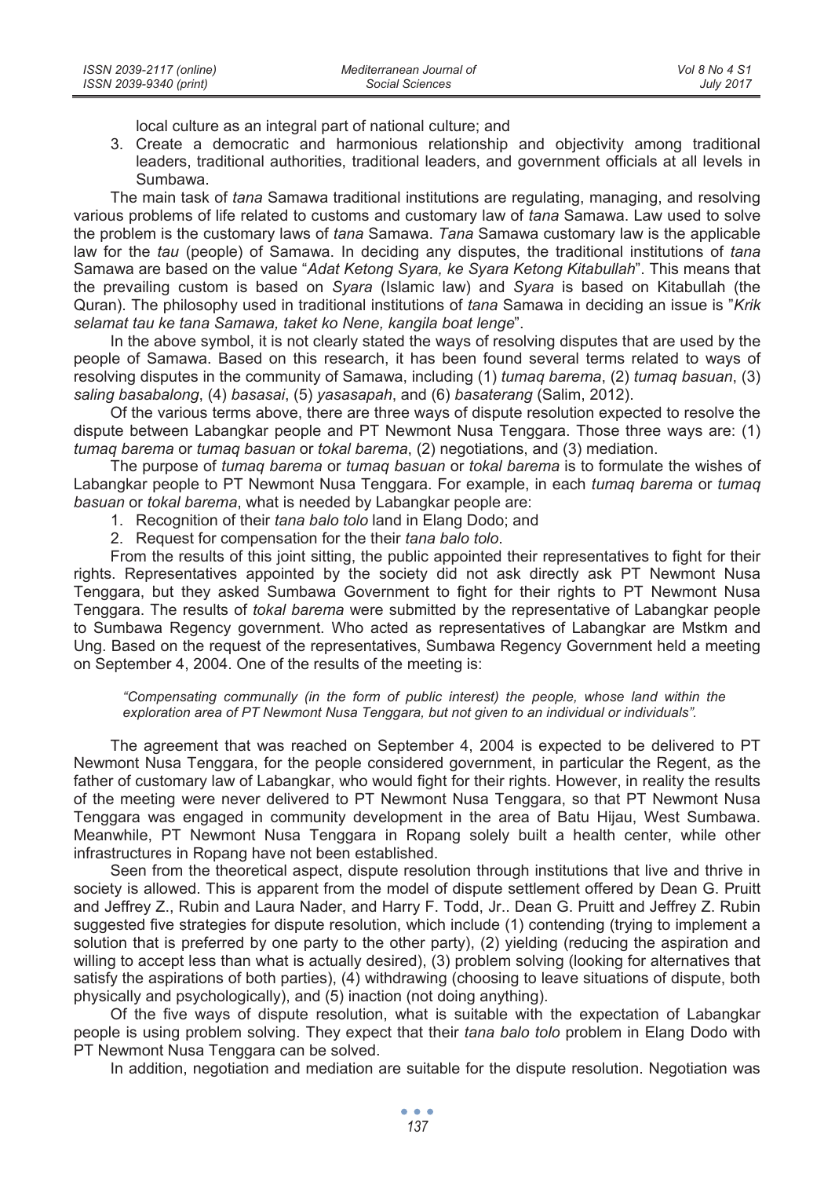local culture as an integral part of national culture; and

3. Create a democratic and harmonious relationship and objectivity among traditional leaders, traditional authorities, traditional leaders, and government officials at all levels in Sumbawa.

The main task of *tana* Samawa traditional institutions are regulating, managing, and resolving various problems of life related to customs and customary law of *tana* Samawa. Law used to solve the problem is the customary laws of *tana* Samawa. *Tana* Samawa customary law is the applicable law for the *tau* (people) of Samawa. In deciding any disputes, the traditional institutions of *tana* Samawa are based on the value "*Adat Ketong Syara, ke Syara Ketong Kitabullah*". This means that the prevailing custom is based on *Syara* (Islamic law) and *Syara* is based on Kitabullah (the Quran). The philosophy used in traditional institutions of *tana* Samawa in deciding an issue is "*Krik selamat tau ke tana Samawa, taket ko Nene, kangila boat lenge*".

In the above symbol, it is not clearly stated the ways of resolving disputes that are used by the people of Samawa. Based on this research, it has been found several terms related to ways of resolving disputes in the community of Samawa, including (1) *tumaq barema*, (2) *tumaq basuan*, (3) *saling basabalong*, (4) *basasai*, (5) *yasasapah*, and (6) *basaterang* (Salim, 2012).

Of the various terms above, there are three ways of dispute resolution expected to resolve the dispute between Labangkar people and PT Newmont Nusa Tenggara. Those three ways are: (1) *tumaq barema* or *tumaq basuan* or *tokal barema*, (2) negotiations, and (3) mediation.

The purpose of *tumaq barema* or *tumaq basuan* or *tokal barema* is to formulate the wishes of Labangkar people to PT Newmont Nusa Tenggara. For example, in each *tumaq barema* or *tumaq basuan* or *tokal barema*, what is needed by Labangkar people are:

1. Recognition of their *tana balo tolo* land in Elang Dodo; and
2. Request for compensation for the their *tana balo tolo*.

From the results of this joint sitting, the public appointed their representatives to fight for their rights. Representatives appointed by the society did not ask directly ask PT Newmont Nusa Tenggara, but they asked Sumbawa Government to fight for their rights to PT Newmont Nusa Tenggara. The results of *tokal barema* were submitted by the representative of Labangkar people to Sumbawa Regency government. Who acted as representatives of Labangkar are Mstkm and Ung. Based on the request of the representatives, Sumbawa Regency Government held a meeting on September 4, 2004. One of the results of the meeting is:

> *"Compensating communally (in the form of public interest) the people, whose land within the exploration area of PT Newmont Nusa Tenggara, but not given to an individual or individuals".*

The agreement that was reached on September 4, 2004 is expected to be delivered to PT Newmont Nusa Tenggara, for the people considered government, in particular the Regent, as the father of customary law of Labangkar, who would fight for their rights. However, in reality the results of the meeting were never delivered to PT Newmont Nusa Tenggara, so that PT Newmont Nusa Tenggara was engaged in community development in the area of Batu Hijau, West Sumbawa. Meanwhile, PT Newmont Nusa Tenggara in Ropang solely built a health center, while other infrastructures in Ropang have not been established.

Seen from the theoretical aspect, dispute resolution through institutions that live and thrive in society is allowed. This is apparent from the model of dispute settlement offered by Dean G. Pruitt and Jeffrey Z., Rubin and Laura Nader, and Harry F. Todd, Jr.. Dean G. Pruitt and Jeffrey Z. Rubin suggested five strategies for dispute resolution, which include (1) contending (trying to implement a solution that is preferred by one party to the other party), (2) yielding (reducing the aspiration and willing to accept less than what is actually desired), (3) problem solving (looking for alternatives that satisfy the aspirations of both parties), (4) withdrawing (choosing to leave situations of dispute, both physically and psychologically), and (5) inaction (not doing anything).

Of the five ways of dispute resolution, what is suitable with the expectation of Labangkar people is using problem solving. They expect that their *tana balo tolo* problem in Elang Dodo with PT Newmont Nusa Tenggara can be solved.

In addition, negotiation and mediation are suitable for the dispute resolution. Negotiation was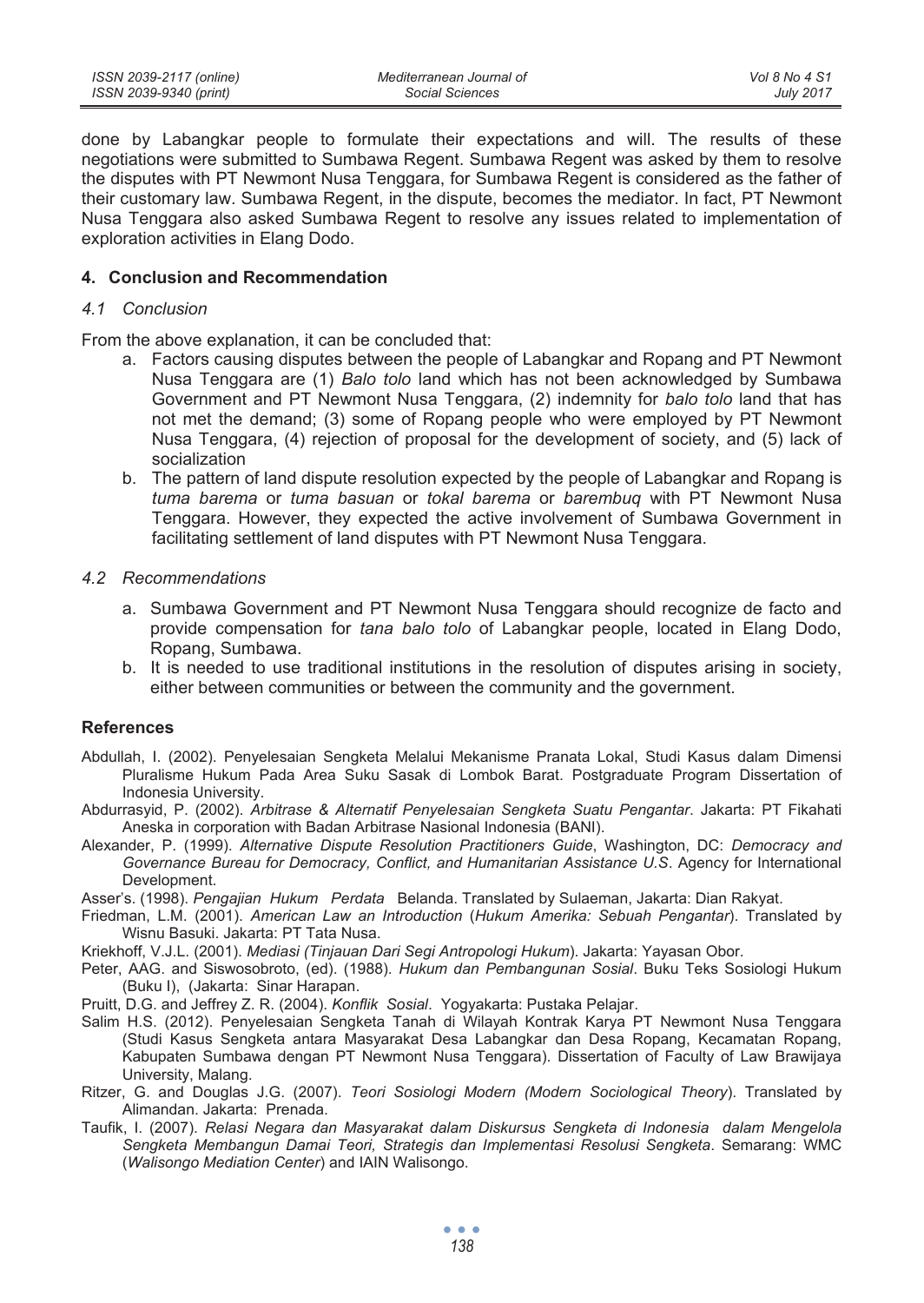done by Labangkar people to formulate their expectations and will. The results of these negotiations were submitted to Sumbawa Regent. Sumbawa Regent was asked by them to resolve the disputes with PT Newmont Nusa Tenggara, for Sumbawa Regent is considered as the father of their customary law. Sumbawa Regent, in the dispute, becomes the mediator. In fact, PT Newmont Nusa Tenggara also asked Sumbawa Regent to resolve any issues related to implementation of exploration activities in Elang Dodo.

## 4. Conclusion and Recommendation

### *4.1 Conclusion*

From the above explanation, it can be concluded that:

a. Factors causing disputes between the people of Labangkar and Ropang and PT Newmont Nusa Tenggara are (1) *Balo tolo* land which has not been acknowledged by Sumbawa Government and PT Newmont Nusa Tenggara, (2) indemnity for *balo tolo* land that has not met the demand; (3) some of Ropang people who were employed by PT Newmont Nusa Tenggara, (4) rejection of proposal for the development of society, and (5) lack of socialization

b. The pattern of land dispute resolution expected by the people of Labangkar and Ropang is *tuma barema* or *tuma basuan* or *tokal barema* or *barembuq* with PT Newmont Nusa Tenggara. However, they expected the active involvement of Sumbawa Government in facilitating settlement of land disputes with PT Newmont Nusa Tenggara.

### *4.2 Recommendations*

a. Sumbawa Government and PT Newmont Nusa Tenggara should recognize de facto and provide compensation for *tana balo tolo* of Labangkar people, located in Elang Dodo, Ropang, Sumbawa.

b. It is needed to use traditional institutions in the resolution of disputes arising in society, either between communities or between the community and the government.

## References

Abdullah, I. (2002). Penyelesaian Sengketa Melalui Mekanisme Pranata Lokal, Studi Kasus dalam Dimensi Pluralisme Hukum Pada Area Suku Sasak di Lombok Barat. Postgraduate Program Dissertation of Indonesia University.

Abdurrasyid, P. (2002). *Arbitrase & Alternatif Penyelesaian Sengketa Suatu Pengantar*. Jakarta: PT Fikahati Aneska in corporation with Badan Arbitrase Nasional Indonesia (BANI).

Alexander, P. (1999). *Alternative Dispute Resolution Practitioners Guide*, Washington, DC: *Democracy and Governance Bureau for Democracy, Conflict, and Humanitarian Assistance U.S*. Agency for International Development.

Asser's. (1998). *Pengajian Hukum Perdata* Belanda. Translated by Sulaeman, Jakarta: Dian Rakyat.

Friedman, L.M. (2001). *American Law an Introduction* (*Hukum Amerika: Sebuah Pengantar*). Translated by Wisnu Basuki. Jakarta: PT Tata Nusa.

Kriekhoff, V.J.L. (2001). *Mediasi (Tinjauan Dari Segi Antropologi Hukum*). Jakarta: Yayasan Obor.

Peter, AAG. and Siswosobroto, (ed). (1988). *Hukum dan Pembangunan Sosial*. Buku Teks Sosiologi Hukum (Buku I), (Jakarta: Sinar Harapan.

Pruitt, D.G. and Jeffrey Z. R. (2004). *Konflik Sosial*. Yogyakarta: Pustaka Pelajar.

Salim H.S. (2012). Penyelesaian Sengketa Tanah di Wilayah Kontrak Karya PT Newmont Nusa Tenggara (Studi Kasus Sengketa antara Masyarakat Desa Labangkar dan Desa Ropang, Kecamatan Ropang, Kabupaten Sumbawa dengan PT Newmont Nusa Tenggara). Dissertation of Faculty of Law Brawijaya University, Malang.

Ritzer, G. and Douglas J.G. (2007). *Teori Sosiologi Modern (Modern Sociological Theory*). Translated by Alimandan. Jakarta: Prenada.

Taufik, I. (2007). *Relasi Negara dan Masyarakat dalam Diskursus Sengketa di Indonesia dalam Mengelola Sengketa Membangun Damai Teori, Strategis dan Implementasi Resolusi Sengketa*. Semarang: WMC (*Walisongo Mediation Center*) and IAIN Walisongo.